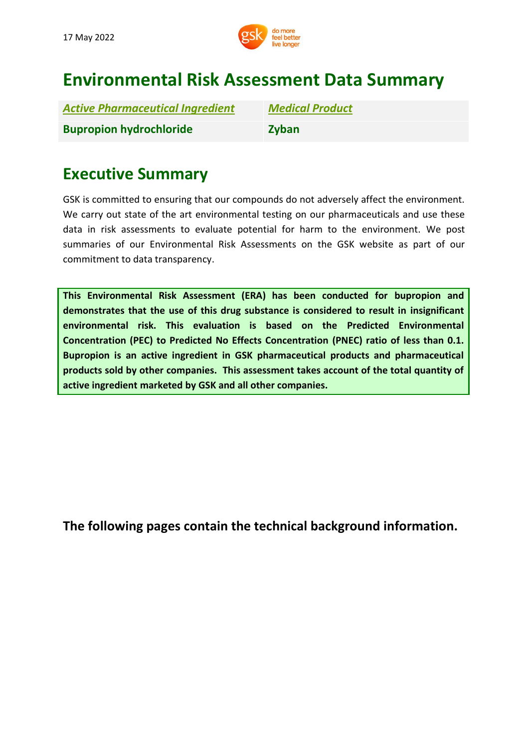17 May 2022

# Environmental Risk Assessment Data Summary

| *Active Pharmaceutical Ingredient* | *Medical Product* |
|---|---|
| **Bupropion hydrochloride** | **Zyban** |

## Executive Summary

GSK is committed to ensuring that our compounds do not adversely affect the environment. We carry out state of the art environmental testing on our pharmaceuticals and use these data in risk assessments to evaluate potential for harm to the environment. We post summaries of our Environmental Risk Assessments on the GSK website as part of our commitment to data transparency.

**This Environmental Risk Assessment (ERA) has been conducted for bupropion and demonstrates that the use of this drug substance is considered to result in insignificant environmental risk. This evaluation is based on the Predicted Environmental Concentration (PEC) to Predicted No Effects Concentration (PNEC) ratio of less than 0.1. Bupropion is an active ingredient in GSK pharmaceutical products and pharmaceutical products sold by other companies. This assessment takes account of the total quantity of active ingredient marketed by GSK and all other companies.**

**The following pages contain the technical background information.**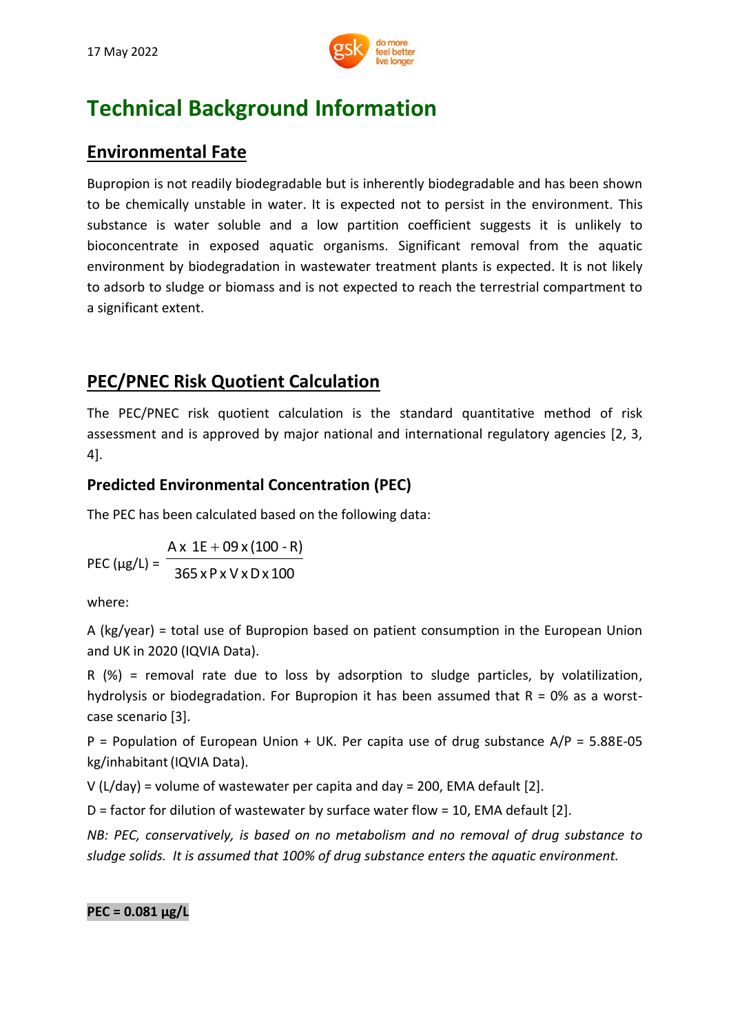# Technical Background Information

## Environmental Fate

Bupropion is not readily biodegradable but is inherently biodegradable and has been shown to be chemically unstable in water. It is expected not to persist in the environment. This substance is water soluble and a low partition coefficient suggests it is unlikely to bioconcentrate in exposed aquatic organisms. Significant removal from the aquatic environment by biodegradation in wastewater treatment plants is expected. It is not likely to adsorb to sludge or biomass and is not expected to reach the terrestrial compartment to a significant extent.

## PEC/PNEC Risk Quotient Calculation

The PEC/PNEC risk quotient calculation is the standard quantitative method of risk assessment and is approved by major national and international regulatory agencies [2, 3, 4].

### Predicted Environmental Concentration (PEC)

The PEC has been calculated based on the following data:

$$\text{PEC } (\mu g/L) = \frac{A \times 1E+09 \times (100 - R)}{365 \times P \times V \times D \times 100}$$

where:

A (kg/year) = total use of Bupropion based on patient consumption in the European Union and UK in 2020 (IQVIA Data).

R (%) = removal rate due to loss by adsorption to sludge particles, by volatilization, hydrolysis or biodegradation. For Bupropion it has been assumed that R = 0% as a worst-case scenario [3].

P = Population of European Union + UK. Per capita use of drug substance A/P = 5.88E-05 kg/inhabitant (IQVIA Data).

V (L/day) = volume of wastewater per capita and day = 200, EMA default [2].

D = factor for dilution of wastewater by surface water flow = 10, EMA default [2].

*NB: PEC, conservatively, is based on no metabolism and no removal of drug substance to sludge solids. It is assumed that 100% of drug substance enters the aquatic environment.*

**PEC = 0.081 µg/L**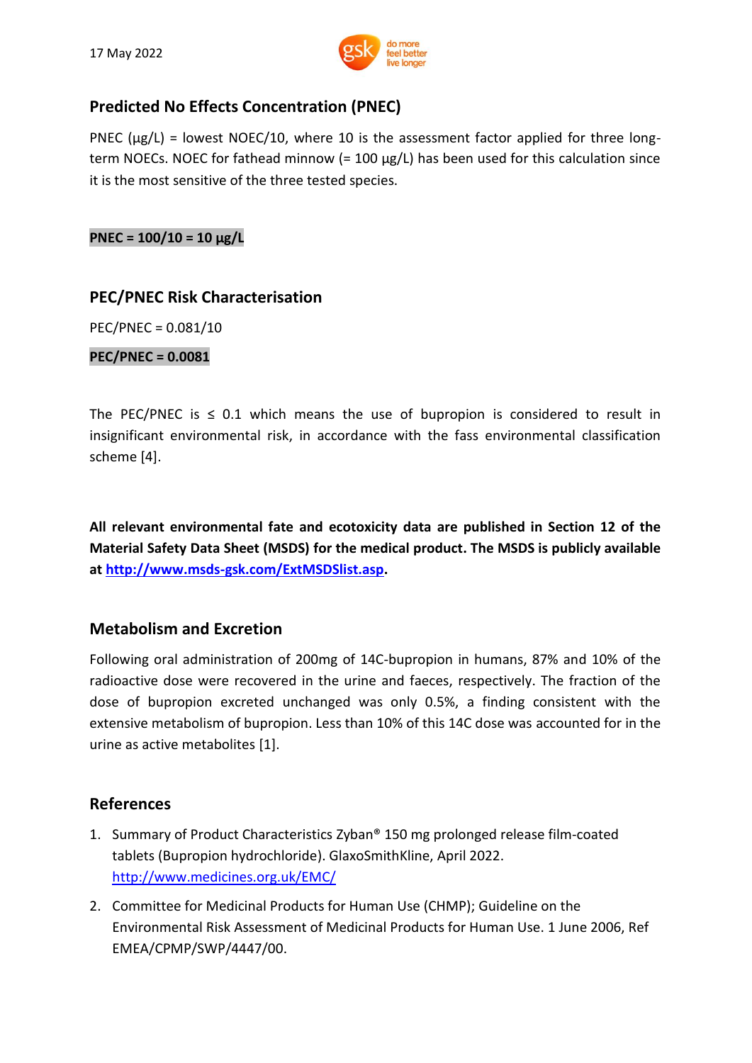## Predicted No Effects Concentration (PNEC)

PNEC (µg/L) = lowest NOEC/10, where 10 is the assessment factor applied for three long-term NOECs. NOEC for fathead minnow (= 100 µg/L) has been used for this calculation since it is the most sensitive of the three tested species.

**PNEC = 100/10 = 10 µg/L**

## PEC/PNEC Risk Characterisation

PEC/PNEC = 0.081/10

**PEC/PNEC = 0.0081**

The PEC/PNEC is ≤ 0.1 which means the use of bupropion is considered to result in insignificant environmental risk, in accordance with the fass environmental classification scheme [4].

**All relevant environmental fate and ecotoxicity data are published in Section 12 of the Material Safety Data Sheet (MSDS) for the medical product. The MSDS is publicly available at [http://www.msds-gsk.com/ExtMSDSlist.asp](http://www.msds-gsk.com/ExtMSDSlist.asp).**

## Metabolism and Excretion

Following oral administration of 200mg of 14C-bupropion in humans, 87% and 10% of the radioactive dose were recovered in the urine and faeces, respectively. The fraction of the dose of bupropion excreted unchanged was only 0.5%, a finding consistent with the extensive metabolism of bupropion. Less than 10% of this 14C dose was accounted for in the urine as active metabolites [1].

## References

1. Summary of Product Characteristics Zyban® 150 mg prolonged release film-coated tablets (Bupropion hydrochloride). GlaxoSmithKline, April 2022. [http://www.medicines.org.uk/EMC/](http://www.medicines.org.uk/EMC/)
2. Committee for Medicinal Products for Human Use (CHMP); Guideline on the Environmental Risk Assessment of Medicinal Products for Human Use. 1 June 2006, Ref EMEA/CPMP/SWP/4447/00.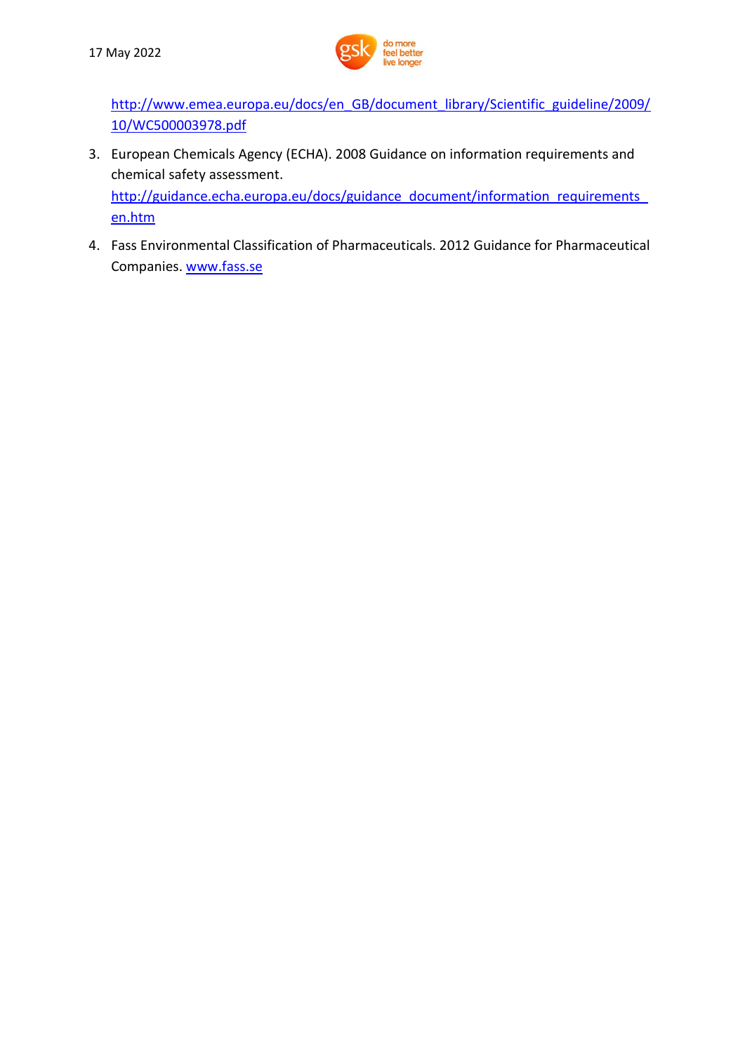http://www.emea.europa.eu/docs/en_GB/document_library/Scientific_guideline/2009/10/WC500003978.pdf

3. European Chemicals Agency (ECHA). 2008 Guidance on information requirements and chemical safety assessment. http://guidance.echa.europa.eu/docs/guidance_document/information_requirements_en.htm

4. Fass Environmental Classification of Pharmaceuticals. 2012 Guidance for Pharmaceutical Companies. www.fass.se